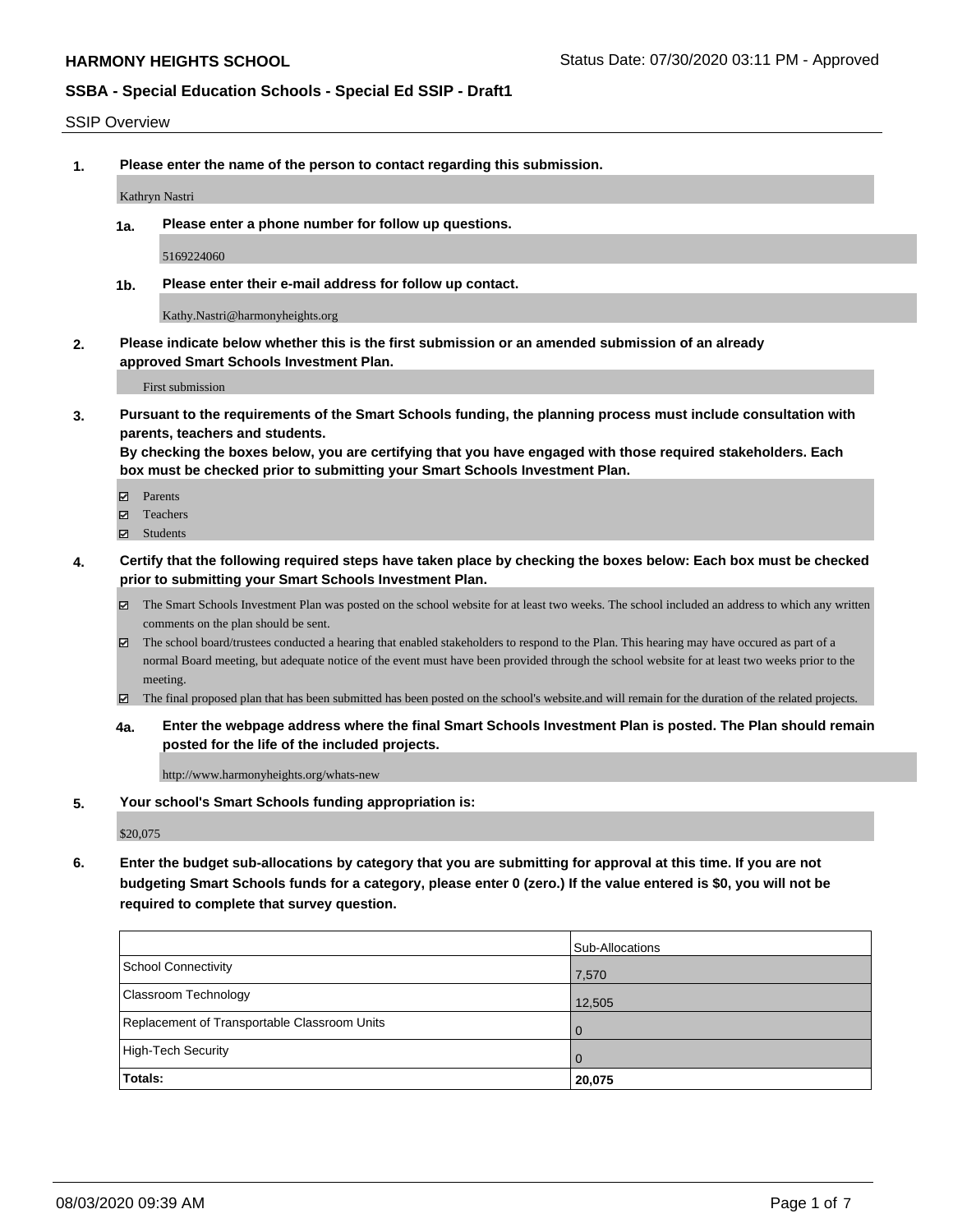**HARMONY HEIGHTS SCHOOL**

Status Date: 07/30/2020 03:11 PM - Approved

**SSBA - Special Education Schools - Special Ed SSIP - Draft1**

SSIP Overview

**1. Please enter the name of the person to contact regarding this submission.**

Kathryn Nastri

**1a. Please enter a phone number for follow up questions.**

5169224060

**1b. Please enter their e-mail address for follow up contact.**

Kathy.Nastri@harmonyheights.org

**2. Please indicate below whether this is the first submission or an amended submission of an already approved Smart Schools Investment Plan.**

First submission

**3. Pursuant to the requirements of the Smart Schools funding, the planning process must include consultation with parents, teachers and students.**
**By checking the boxes below, you are certifying that you have engaged with those required stakeholders. Each box must be checked prior to submitting your Smart Schools Investment Plan.**

- ☑ Parents
- ☑ Teachers
- ☑ Students

**4. Certify that the following required steps have taken place by checking the boxes below: Each box must be checked prior to submitting your Smart Schools Investment Plan.**

- ☑ The Smart Schools Investment Plan was posted on the school website for at least two weeks. The school included an address to which any written comments on the plan should be sent.
- ☑ The school board/trustees conducted a hearing that enabled stakeholders to respond to the Plan. This hearing may have occured as part of a normal Board meeting, but adequate notice of the event must have been provided through the school website for at least two weeks prior to the meeting.
- ☑ The final proposed plan that has been submitted has been posted on the school's website.and will remain for the duration of the related projects.

**4a. Enter the webpage address where the final Smart Schools Investment Plan is posted. The Plan should remain posted for the life of the included projects.**

http://www.harmonyheights.org/whats-new

**5. Your school's Smart Schools funding appropriation is:**

$20,075

**6. Enter the budget sub-allocations by category that you are submitting for approval at this time. If you are not budgeting Smart Schools funds for a category, please enter 0 (zero.) If the value entered is $0, you will not be required to complete that survey question.**

| | Sub-Allocations |
|---|---|
| School Connectivity | 7,570 |
| Classroom Technology | 12,505 |
| Replacement of Transportable Classroom Units | 0 |
| High-Tech Security | 0 |
| **Totals:** | **20,075** |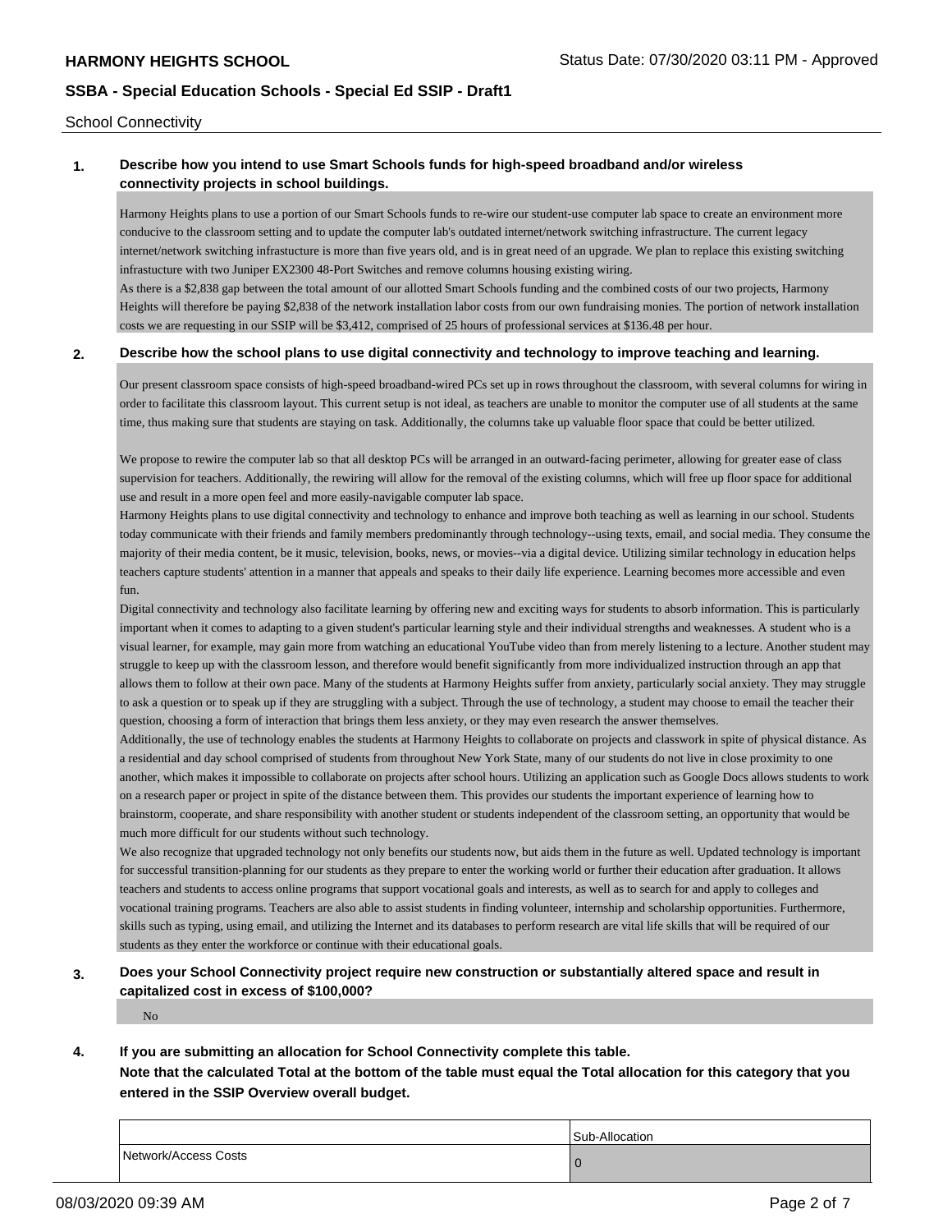School Connectivity

**1. Describe how you intend to use Smart Schools funds for high-speed broadband and/or wireless connectivity projects in school buildings.**

Harmony Heights plans to use a portion of our Smart Schools funds to re-wire our student-use computer lab space to create an environment more conducive to the classroom setting and to update the computer lab's outdated internet/network switching infrastructure. The current legacy internet/network switching infrastucture is more than five years old, and is in great need of an upgrade. We plan to replace this existing switching infrastucture with two Juniper EX2300 48-Port Switches and remove columns housing existing wiring.

As there is a $2,838 gap between the total amount of our allotted Smart Schools funding and the combined costs of our two projects, Harmony Heights will therefore be paying $2,838 of the network installation labor costs from our own fundraising monies. The portion of network installation costs we are requesting in our SSIP will be $3,412, comprised of 25 hours of professional services at $136.48 per hour.

**2. Describe how the school plans to use digital connectivity and technology to improve teaching and learning.**

Our present classroom space consists of high-speed broadband-wired PCs set up in rows throughout the classroom, with several columns for wiring in order to facilitate this classroom layout. This current setup is not ideal, as teachers are unable to monitor the computer use of all students at the same time, thus making sure that students are staying on task. Additionally, the columns take up valuable floor space that could be better utilized.

We propose to rewire the computer lab so that all desktop PCs will be arranged in an outward-facing perimeter, allowing for greater ease of class supervision for teachers. Additionally, the rewiring will allow for the removal of the existing columns, which will free up floor space for additional use and result in a more open feel and more easily-navigable computer lab space.

Harmony Heights plans to use digital connectivity and technology to enhance and improve both teaching as well as learning in our school. Students today communicate with their friends and family members predominantly through technology--using texts, email, and social media. They consume the majority of their media content, be it music, television, books, news, or movies--via a digital device. Utilizing similar technology in education helps teachers capture students' attention in a manner that appeals and speaks to their daily life experience. Learning becomes more accessible and even fun.

Digital connectivity and technology also facilitate learning by offering new and exciting ways for students to absorb information. This is particularly important when it comes to adapting to a given student's particular learning style and their individual strengths and weaknesses. A student who is a visual learner, for example, may gain more from watching an educational YouTube video than from merely listening to a lecture. Another student may struggle to keep up with the classroom lesson, and therefore would benefit significantly from more individualized instruction through an app that allows them to follow at their own pace. Many of the students at Harmony Heights suffer from anxiety, particularly social anxiety. They may struggle to ask a question or to speak up if they are struggling with a subject. Through the use of technology, a student may choose to email the teacher their question, choosing a form of interaction that brings them less anxiety, or they may even research the answer themselves.

Additionally, the use of technology enables the students at Harmony Heights to collaborate on projects and classwork in spite of physical distance. As a residential and day school comprised of students from throughout New York State, many of our students do not live in close proximity to one another, which makes it impossible to collaborate on projects after school hours. Utilizing an application such as Google Docs allows students to work on a research paper or project in spite of the distance between them. This provides our students the important experience of learning how to brainstorm, cooperate, and share responsibility with another student or students independent of the classroom setting, an opportunity that would be much more difficult for our students without such technology.

We also recognize that upgraded technology not only benefits our students now, but aids them in the future as well. Updated technology is important for successful transition-planning for our students as they prepare to enter the working world or further their education after graduation. It allows teachers and students to access online programs that support vocational goals and interests, as well as to search for and apply to colleges and vocational training programs. Teachers are also able to assist students in finding volunteer, internship and scholarship opportunities. Furthermore, skills such as typing, using email, and utilizing the Internet and its databases to perform research are vital life skills that will be required of our students as they enter the workforce or continue with their educational goals.

**3. Does your School Connectivity project require new construction or substantially altered space and result in capitalized cost in excess of $100,000?**

No

**4. If you are submitting an allocation for School Connectivity complete this table. Note that the calculated Total at the bottom of the table must equal the Total allocation for this category that you entered in the SSIP Overview overall budget.**

| | Sub-Allocation |
|---|---|
| Network/Access Costs | 0 |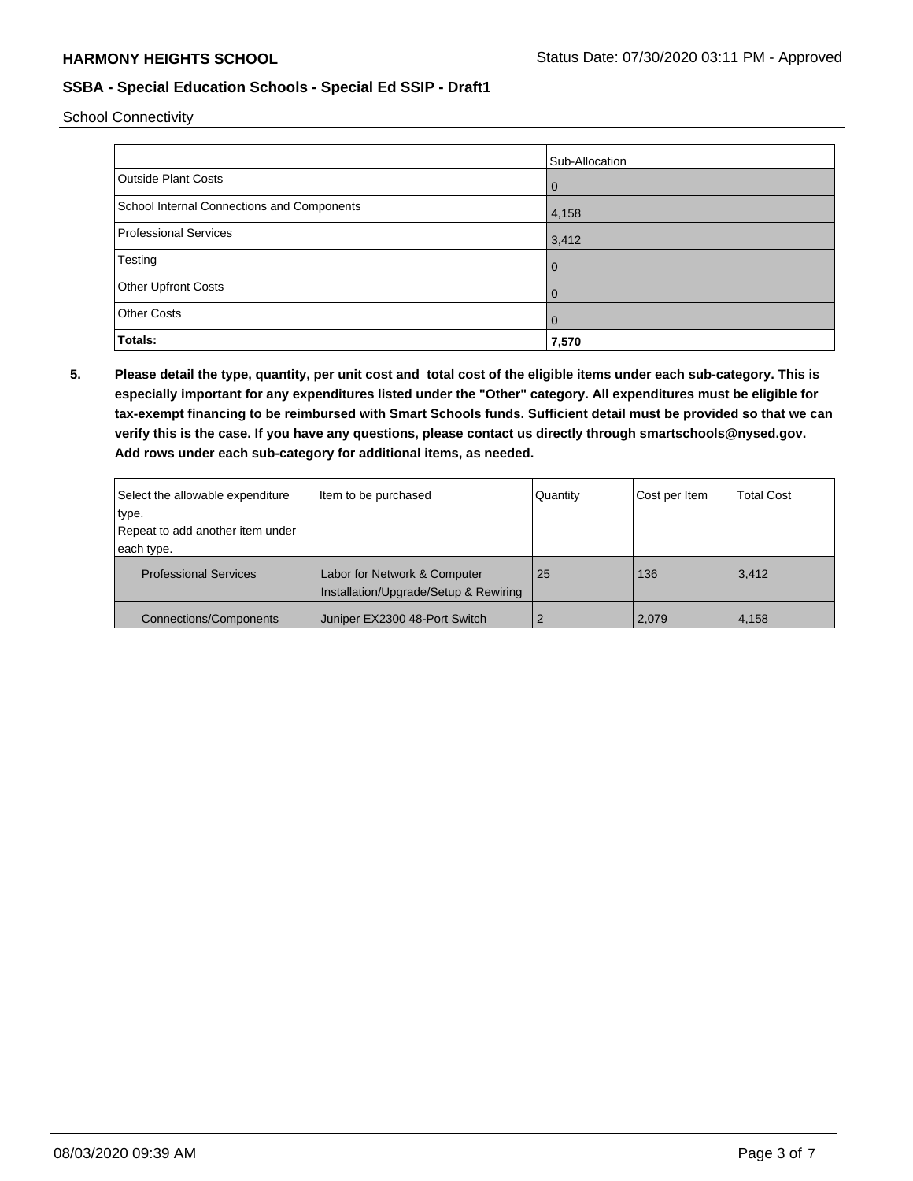School Connectivity

| | Sub-Allocation |
|---|---|
| Outside Plant Costs | 0 |
| School Internal Connections and Components | 4,158 |
| Professional Services | 3,412 |
| Testing | 0 |
| Other Upfront Costs | 0 |
| Other Costs | 0 |
| **Totals:** | **7,570** |

**5. Please detail the type, quantity, per unit cost and total cost of the eligible items under each sub-category. This is especially important for any expenditures listed under the "Other" category. All expenditures must be eligible for tax-exempt financing to be reimbursed with Smart Schools funds. Sufficient detail must be provided so that we can verify this is the case. If you have any questions, please contact us directly through smartschools@nysed.gov. Add rows under each sub-category for additional items, as needed.**

| Select the allowable expenditure type. Repeat to add another item under each type. | Item to be purchased | Quantity | Cost per Item | Total Cost |
|---|---|---|---|---|
| Professional Services | Labor for Network & Computer Installation/Upgrade/Setup & Rewiring | 25 | 136 | 3,412 |
| Connections/Components | Juniper EX2300 48-Port Switch | 2 | 2,079 | 4,158 |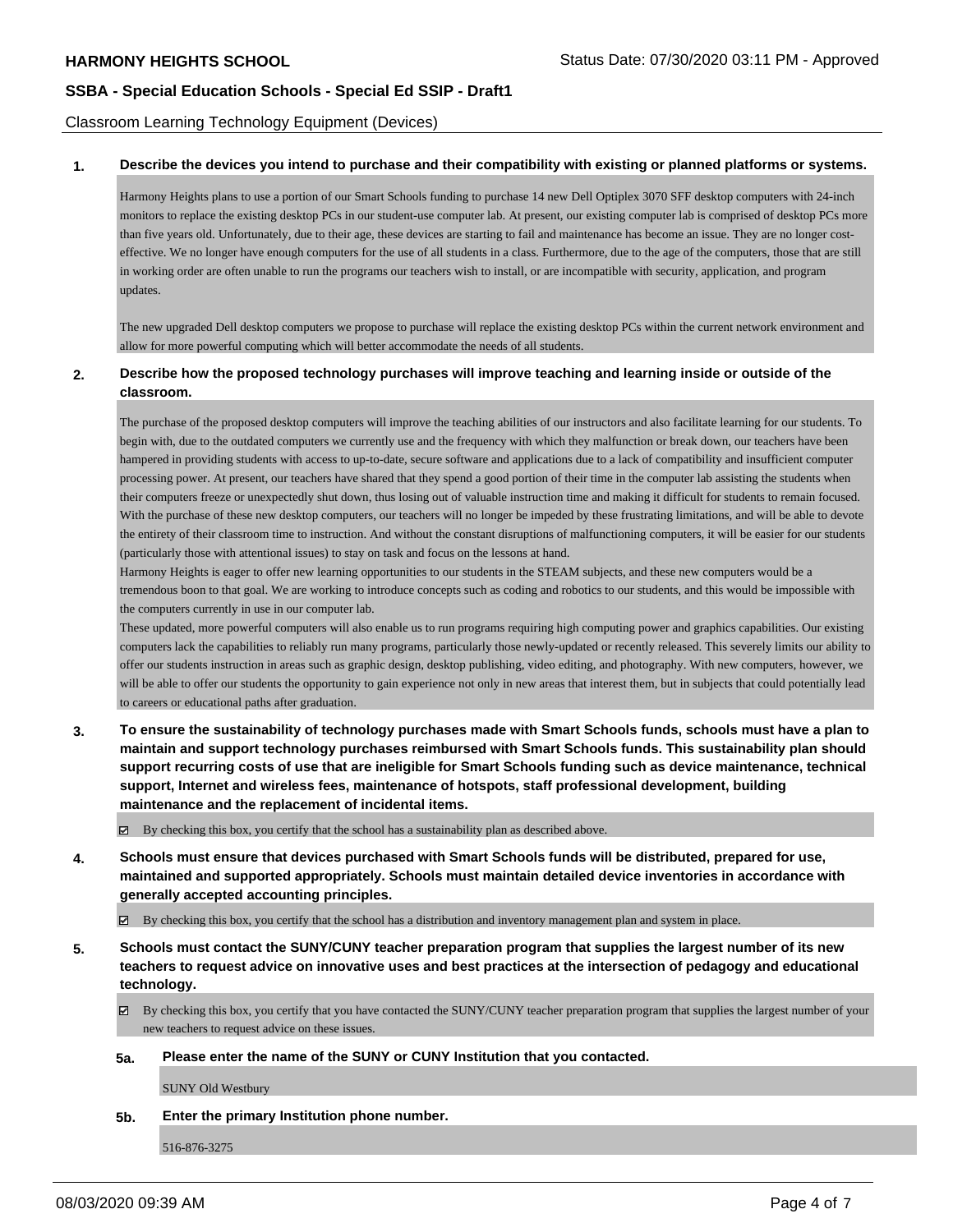## Classroom Learning Technology Equipment (Devices)

**1. Describe the devices you intend to purchase and their compatibility with existing or planned platforms or systems.**

Harmony Heights plans to use a portion of our Smart Schools funding to purchase 14 new Dell Optiplex 3070 SFF desktop computers with 24-inch monitors to replace the existing desktop PCs in our student-use computer lab. At present, our existing computer lab is comprised of desktop PCs more than five years old. Unfortunately, due to their age, these devices are starting to fail and maintenance has become an issue. They are no longer cost-effective. We no longer have enough computers for the use of all students in a class. Furthermore, due to the age of the computers, those that are still in working order are often unable to run the programs our teachers wish to install, or are incompatible with security, application, and program updates.

The new upgraded Dell desktop computers we propose to purchase will replace the existing desktop PCs within the current network environment and allow for more powerful computing which will better accommodate the needs of all students.

**2. Describe how the proposed technology purchases will improve teaching and learning inside or outside of the classroom.**

The purchase of the proposed desktop computers will improve the teaching abilities of our instructors and also facilitate learning for our students. To begin with, due to the outdated computers we currently use and the frequency with which they malfunction or break down, our teachers have been hampered in providing students with access to up-to-date, secure software and applications due to a lack of compatibility and insufficient computer processing power. At present, our teachers have shared that they spend a good portion of their time in the computer lab assisting the students when their computers freeze or unexpectedly shut down, thus losing out of valuable instruction time and making it difficult for students to remain focused. With the purchase of these new desktop computers, our teachers will no longer be impeded by these frustrating limitations, and will be able to devote the entirety of their classroom time to instruction. And without the constant disruptions of malfunctioning computers, it will be easier for our students (particularly those with attentional issues) to stay on task and focus on the lessons at hand.

Harmony Heights is eager to offer new learning opportunities to our students in the STEAM subjects, and these new computers would be a tremendous boon to that goal. We are working to introduce concepts such as coding and robotics to our students, and this would be impossible with the computers currently in use in our computer lab.

These updated, more powerful computers will also enable us to run programs requiring high computing power and graphics capabilities. Our existing computers lack the capabilities to reliably run many programs, particularly those newly-updated or recently released. This severely limits our ability to offer our students instruction in areas such as graphic design, desktop publishing, video editing, and photography. With new computers, however, we will be able to offer our students the opportunity to gain experience not only in new areas that interest them, but in subjects that could potentially lead to careers or educational paths after graduation.

**3. To ensure the sustainability of technology purchases made with Smart Schools funds, schools must have a plan to maintain and support technology purchases reimbursed with Smart Schools funds. This sustainability plan should support recurring costs of use that are ineligible for Smart Schools funding such as device maintenance, technical support, Internet and wireless fees, maintenance of hotspots, staff professional development, building maintenance and the replacement of incidental items.**

☑ By checking this box, you certify that the school has a sustainability plan as described above.

**4. Schools must ensure that devices purchased with Smart Schools funds will be distributed, prepared for use, maintained and supported appropriately. Schools must maintain detailed device inventories in accordance with generally accepted accounting principles.**

☑ By checking this box, you certify that the school has a distribution and inventory management plan and system in place.

**5. Schools must contact the SUNY/CUNY teacher preparation program that supplies the largest number of its new teachers to request advice on innovative uses and best practices at the intersection of pedagogy and educational technology.**

☑ By checking this box, you certify that you have contacted the SUNY/CUNY teacher preparation program that supplies the largest number of your new teachers to request advice on these issues.

**5a. Please enter the name of the SUNY or CUNY Institution that you contacted.**

SUNY Old Westbury

**5b. Enter the primary Institution phone number.**

516-876-3275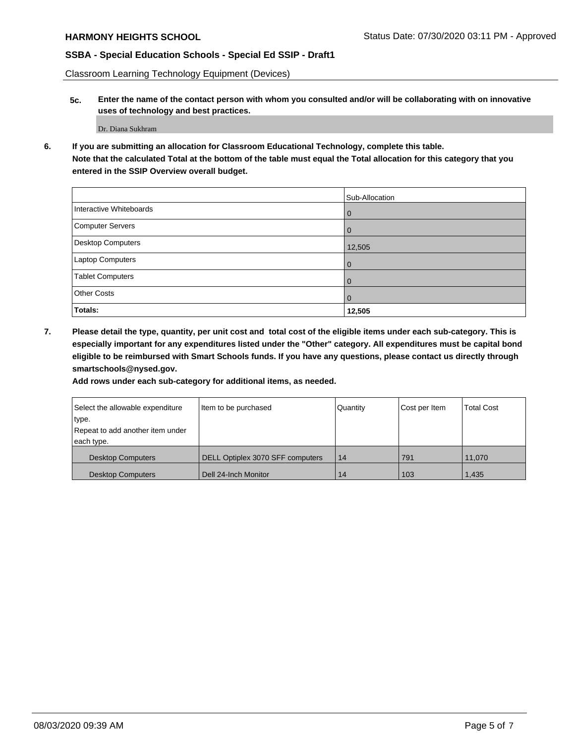Classroom Learning Technology Equipment (Devices)

**5c. Enter the name of the contact person with whom you consulted and/or will be collaborating with on innovative uses of technology and best practices.**

Dr. Diana Sukhram

**6. If you are submitting an allocation for Classroom Educational Technology, complete this table.**
**Note that the calculated Total at the bottom of the table must equal the Total allocation for this category that you entered in the SSIP Overview overall budget.**

| | Sub-Allocation |
|---|---|
| Interactive Whiteboards | 0 |
| Computer Servers | 0 |
| Desktop Computers | 12,505 |
| Laptop Computers | 0 |
| Tablet Computers | 0 |
| Other Costs | 0 |
| **Totals:** | **12,505** |

**7. Please detail the type, quantity, per unit cost and total cost of the eligible items under each sub-category. This is especially important for any expenditures listed under the "Other" category. All expenditures must be capital bond eligible to be reimbursed with Smart Schools funds. If you have any questions, please contact us directly through smartschools@nysed.gov.**
**Add rows under each sub-category for additional items, as needed.**

| Select the allowable expenditure type. Repeat to add another item under each type. | Item to be purchased | Quantity | Cost per Item | Total Cost |
|---|---|---|---|---|
| Desktop Computers | DELL Optiplex 3070 SFF computers | 14 | 791 | 11,070 |
| Desktop Computers | Dell 24-Inch Monitor | 14 | 103 | 1,435 |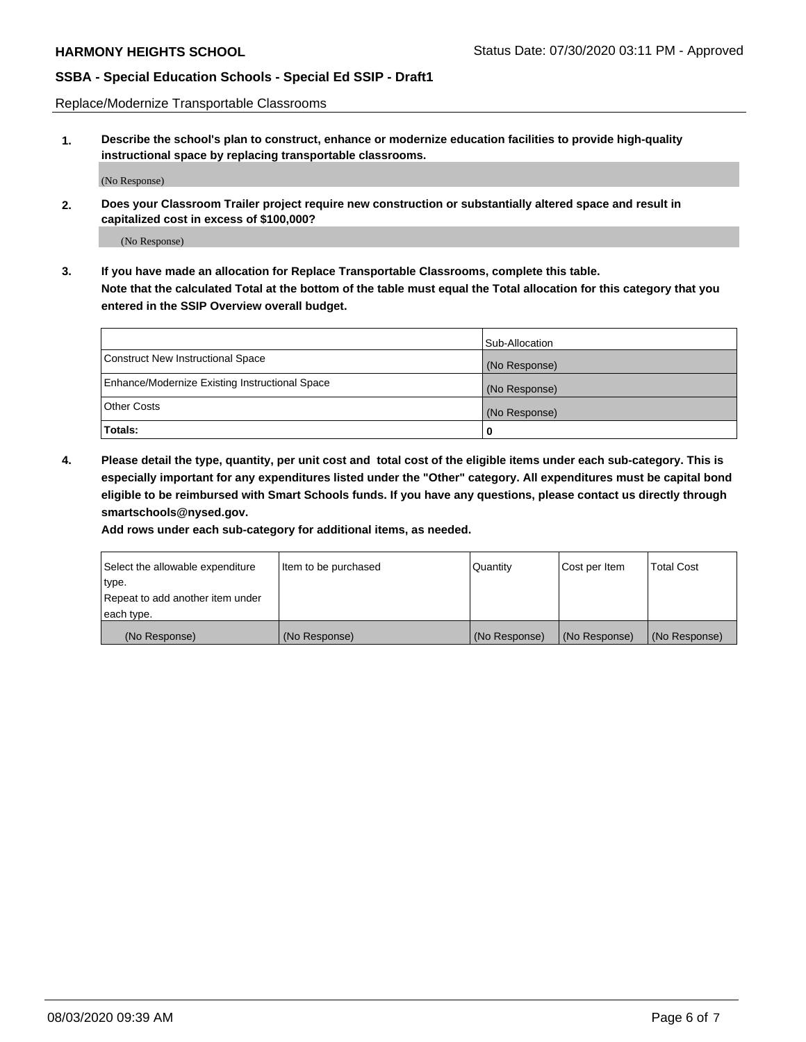Replace/Modernize Transportable Classrooms

**1. Describe the school's plan to construct, enhance or modernize education facilities to provide high-quality instructional space by replacing transportable classrooms.**

(No Response)

**2. Does your Classroom Trailer project require new construction or substantially altered space and result in capitalized cost in excess of $100,000?**

(No Response)

**3. If you have made an allocation for Replace Transportable Classrooms, complete this table. Note that the calculated Total at the bottom of the table must equal the Total allocation for this category that you entered in the SSIP Overview overall budget.**

| | Sub-Allocation |
|---|---|
| Construct New Instructional Space | (No Response) |
| Enhance/Modernize Existing Instructional Space | (No Response) |
| Other Costs | (No Response) |
| **Totals:** | **0** |

**4. Please detail the type, quantity, per unit cost and total cost of the eligible items under each sub-category. This is especially important for any expenditures listed under the "Other" category. All expenditures must be capital bond eligible to be reimbursed with Smart Schools funds. If you have any questions, please contact us directly through smartschools@nysed.gov.**

**Add rows under each sub-category for additional items, as needed.**

| Select the allowable expenditure type. Repeat to add another item under each type. | Item to be purchased | Quantity | Cost per Item | Total Cost |
|---|---|---|---|---|
| (No Response) | (No Response) | (No Response) | (No Response) | (No Response) |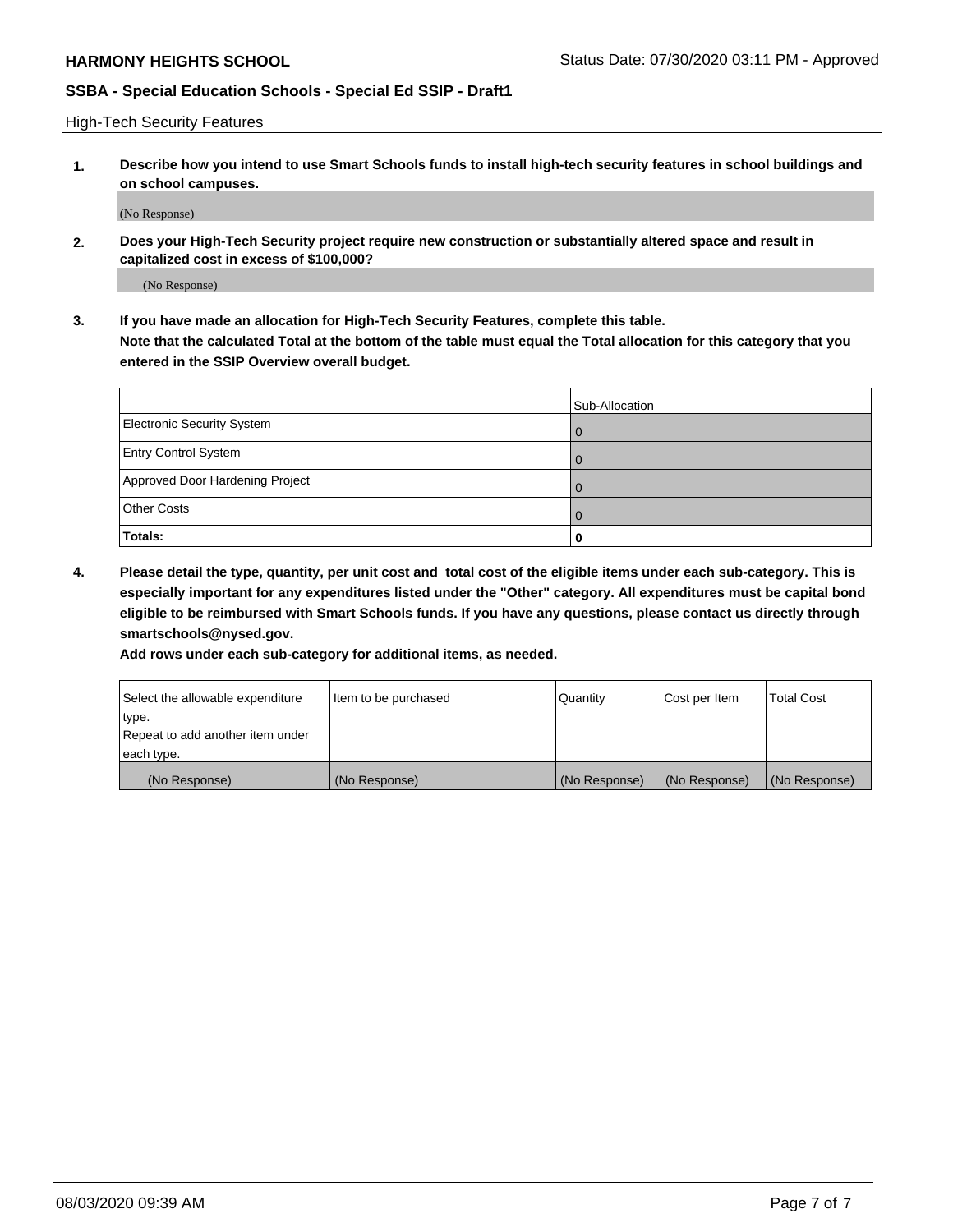High-Tech Security Features

**1. Describe how you intend to use Smart Schools funds to install high-tech security features in school buildings and on school campuses.**

(No Response)

**2. Does your High-Tech Security project require new construction or substantially altered space and result in capitalized cost in excess of $100,000?**

(No Response)

**3. If you have made an allocation for High-Tech Security Features, complete this table.**
**Note that the calculated Total at the bottom of the table must equal the Total allocation for this category that you entered in the SSIP Overview overall budget.**

| | Sub-Allocation |
|---|---|
| Electronic Security System | 0 |
| Entry Control System | 0 |
| Approved Door Hardening Project | 0 |
| Other Costs | 0 |
| **Totals:** | **0** |

**4. Please detail the type, quantity, per unit cost and total cost of the eligible items under each sub-category. This is especially important for any expenditures listed under the "Other" category. All expenditures must be capital bond eligible to be reimbursed with Smart Schools funds. If you have any questions, please contact us directly through smartschools@nysed.gov.**
**Add rows under each sub-category for additional items, as needed.**

| Select the allowable expenditure type. Repeat to add another item under each type. | Item to be purchased | Quantity | Cost per Item | Total Cost |
|---|---|---|---|---|
| (No Response) | (No Response) | (No Response) | (No Response) | (No Response) |